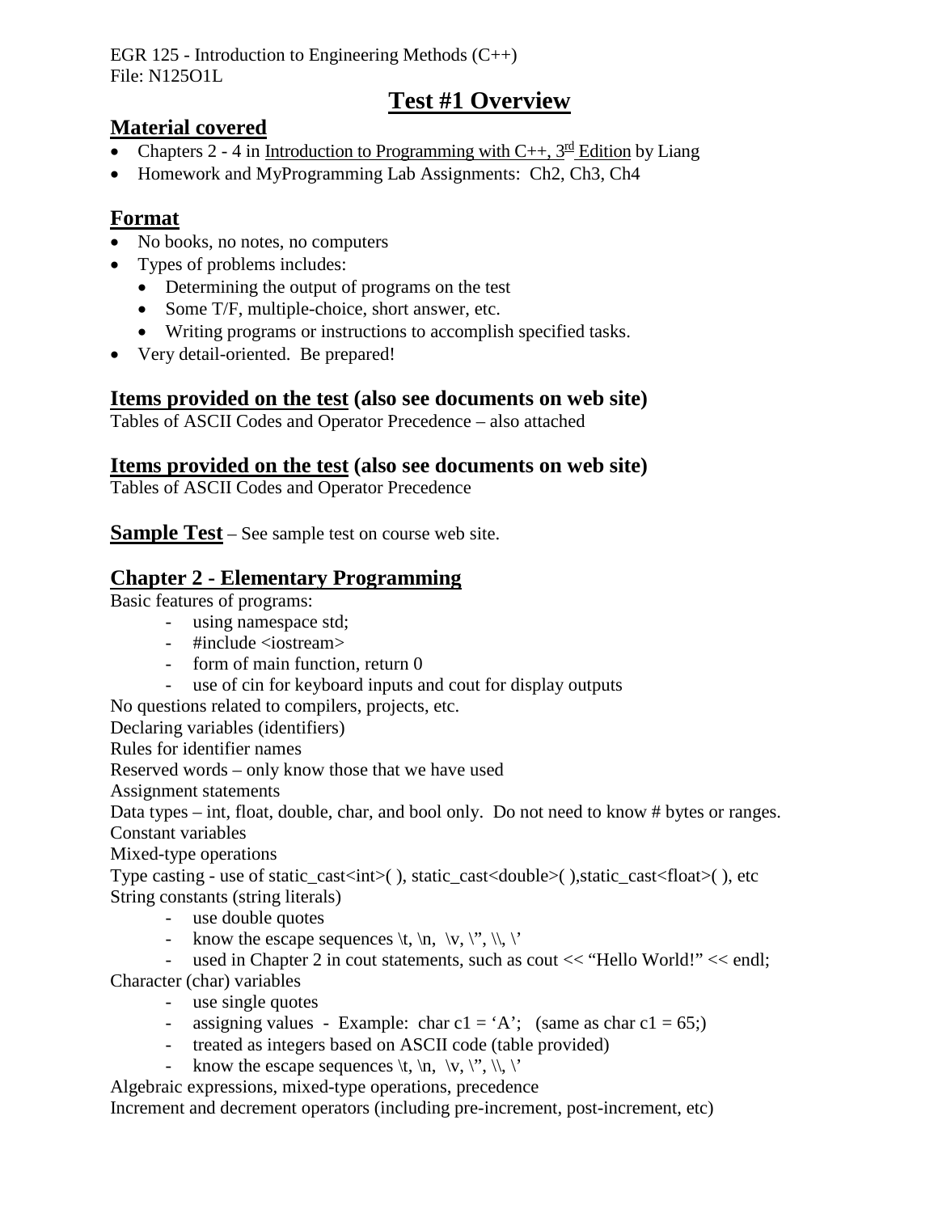EGR 125 - Introduction to Engineering Methods (C++)
File: N125O1L

# Test #1 Overview

## Material covered

- Chapters 2 - 4 in Introduction to Programming with C++, 3rd Edition by Liang
- Homework and MyProgramming Lab Assignments: Ch2, Ch3, Ch4

## Format

- No books, no notes, no computers
- Types of problems includes:
  - Determining the output of programs on the test
  - Some T/F, multiple-choice, short answer, etc.
  - Writing programs or instructions to accomplish specified tasks.
- Very detail-oriented. Be prepared!

## Items provided on the test (also see documents on web site)

Tables of ASCII Codes and Operator Precedence – also attached

## Items provided on the test (also see documents on web site)

Tables of ASCII Codes and Operator Precedence

**Sample Test** – See sample test on course web site.

## Chapter 2 - Elementary Programming

Basic features of programs:

- using namespace std;
- #include <iostream>
- form of main function, return 0
- use of cin for keyboard inputs and cout for display outputs

No questions related to compilers, projects, etc.

Declaring variables (identifiers)

Rules for identifier names

Reserved words – only know those that we have used

Assignment statements

Data types – int, float, double, char, and bool only. Do not need to know # bytes or ranges.

Constant variables

Mixed-type operations

Type casting - use of static_cast<int>( ), static_cast<double>( ),static_cast<float>( ), etc

String constants (string literals)

- use double quotes
- know the escape sequences \t, \n, \v, \", \\, \'
- used in Chapter 2 in cout statements, such as cout << "Hello World!" << endl;

Character (char) variables

- use single quotes
- assigning values - Example: char c1 = 'A'; (same as char c1 = 65;)
- treated as integers based on ASCII code (table provided)
- know the escape sequences \t, \n, \v, \", \\, \'

Algebraic expressions, mixed-type operations, precedence

Increment and decrement operators (including pre-increment, post-increment, etc)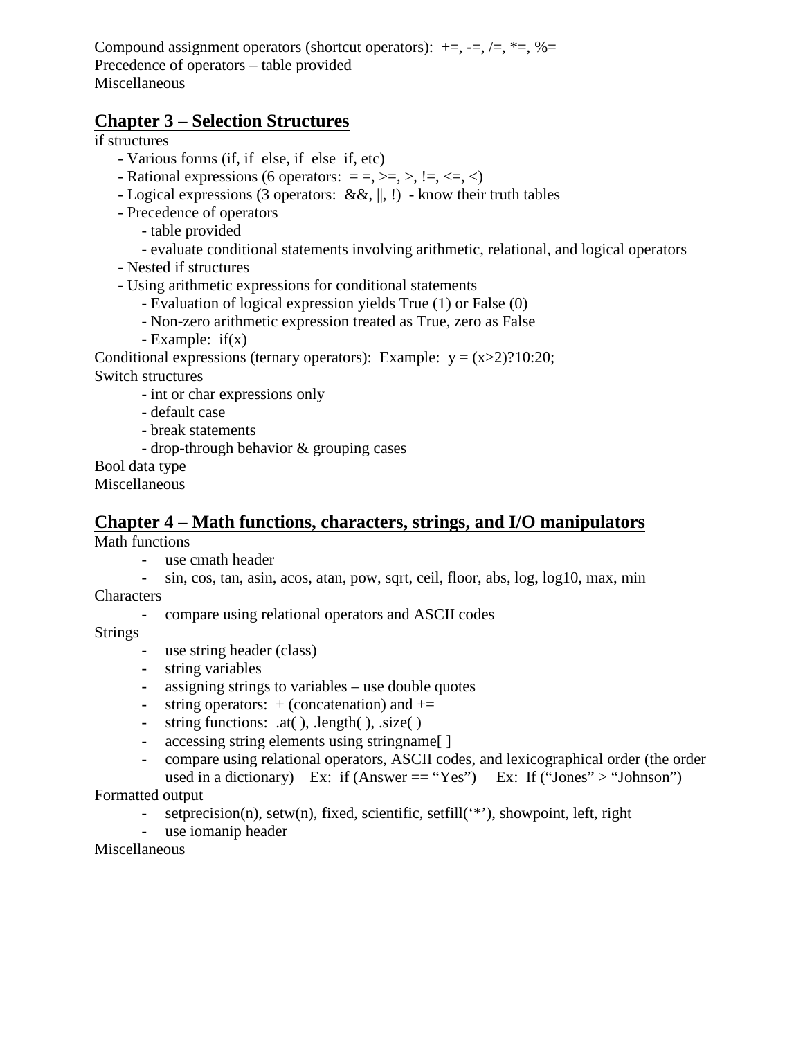Compound assignment operators (shortcut operators): +=, -=, /=, *=, %=
Precedence of operators – table provided
Miscellaneous

## Chapter 3 – Selection Structures

if structures

- Various forms (if, if else, if else if, etc)
- Rational expressions (6 operators: = =, >=, >, !=, <=, <)
- Logical expressions (3 operators: &&, ||, !) - know their truth tables
- Precedence of operators
    - table provided
    - evaluate conditional statements involving arithmetic, relational, and logical operators
- Nested if structures
- Using arithmetic expressions for conditional statements
    - Evaluation of logical expression yields True (1) or False (0)
    - Non-zero arithmetic expression treated as True, zero as False
    - Example: if(x)

Conditional expressions (ternary operators): Example: y = (x>2)?10:20;

Switch structures

- int or char expressions only
- default case
- break statements
- drop-through behavior & grouping cases

Bool data type

Miscellaneous

## Chapter 4 – Math functions, characters, strings, and I/O manipulators

Math functions

- use cmath header
- sin, cos, tan, asin, acos, atan, pow, sqrt, ceil, floor, abs, log, log10, max, min

Characters

- compare using relational operators and ASCII codes

Strings

- use string header (class)
- string variables
- assigning strings to variables – use double quotes
- string operators: + (concatenation) and +=
- string functions: .at( ), .length( ), .size( )
- accessing string elements using stringname[ ]
- compare using relational operators, ASCII codes, and lexicographical order (the order used in a dictionary) Ex: if (Answer == "Yes") Ex: If ("Jones" > "Johnson")

Formatted output

- setprecision(n), setw(n), fixed, scientific, setfill('*'), showpoint, left, right
- use iomanip header

Miscellaneous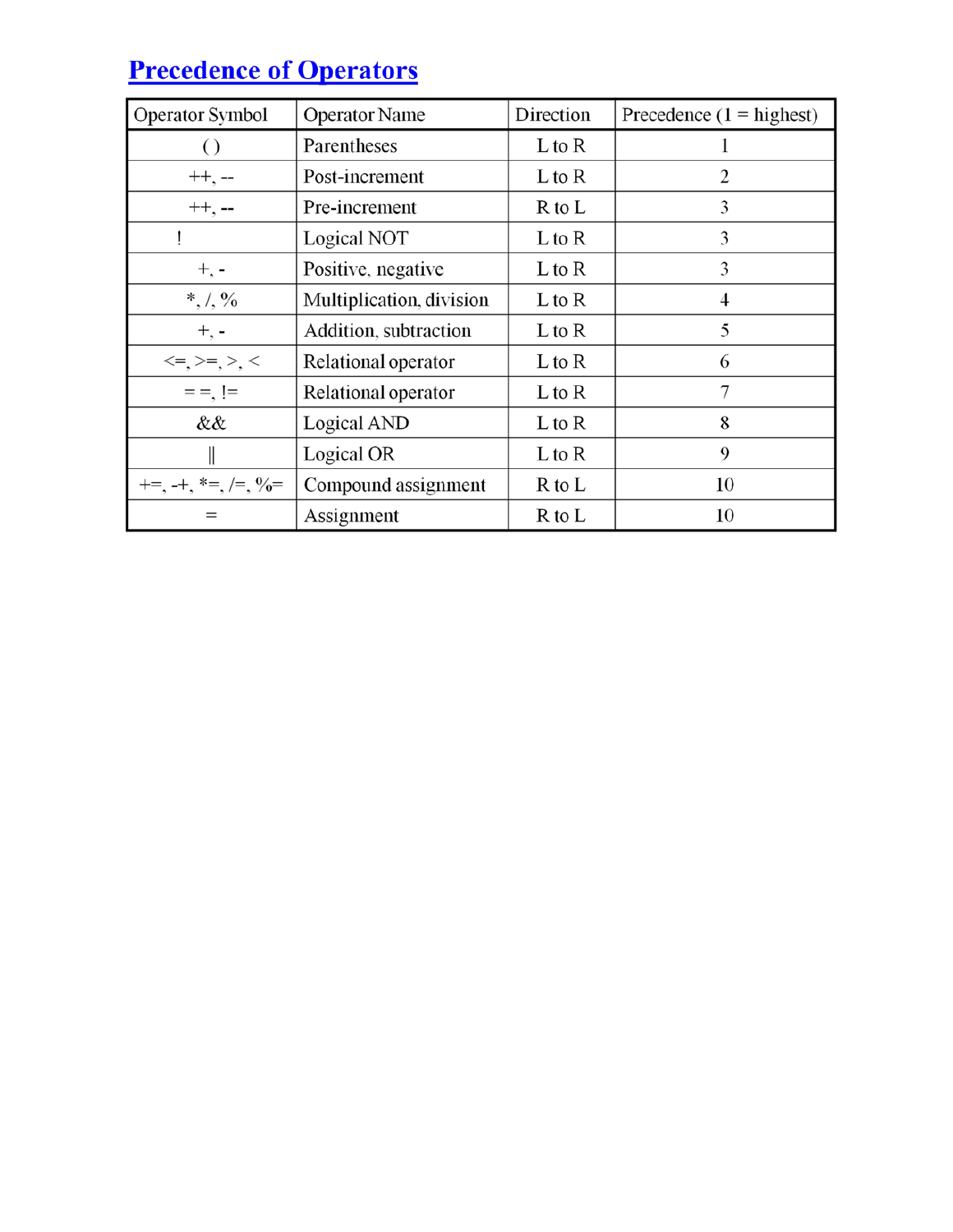# Precedence of Operators

| Operator Symbol | Operator Name | Direction | Precedence (1 = highest) |
|---|---|---|---|
| ( ) | Parentheses | L to R | 1 |
| ++, -- | Post-increment | L to R | 2 |
| ++, -- | Pre-increment | R to L | 3 |
| ! | Logical NOT | L to R | 3 |
| +, - | Positive, negative | L to R | 3 |
| *, /, % | Multiplication, division | L to R | 4 |
| +, - | Addition, subtraction | L to R | 5 |
| <=, >=, >, < | Relational operator | L to R | 6 |
| = =, != | Relational operator | L to R | 7 |
| && | Logical AND | L to R | 8 |
| \|\| | Logical OR | L to R | 9 |
| +=, -+, *=, /=, %= | Compound assignment | R to L | 10 |
| = | Assignment | R to L | 10 |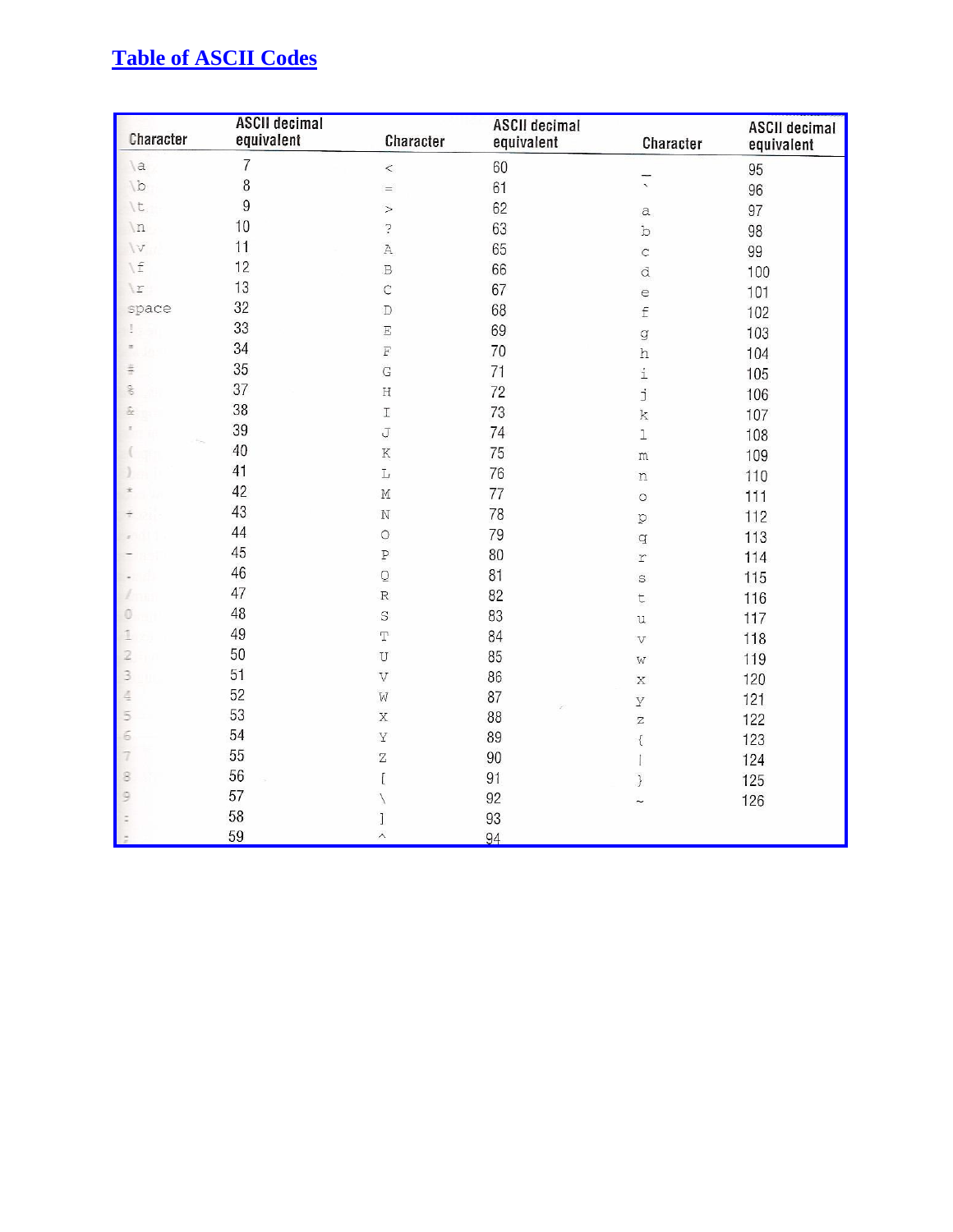## Table of ASCII Codes

| Character | ASCII decimal equivalent | Character | ASCII decimal equivalent | Character | ASCII decimal equivalent |
|---|---|---|---|---|---|
| \a | 7 | < | 60 | _ | 95 |
| \b | 8 | = | 61 | ` | 96 |
| \t | 9 | > | 62 | a | 97 |
| \n | 10 | ? | 63 | b | 98 |
| \v | 11 | A | 65 | c | 99 |
| \f | 12 | B | 66 | d | 100 |
| \r | 13 | C | 67 | e | 101 |
| space | 32 | D | 68 | f | 102 |
| ! | 33 | E | 69 | g | 103 |
| " | 34 | F | 70 | h | 104 |
| # | 35 | G | 71 | i | 105 |
| % | 37 | H | 72 | j | 106 |
| & | 38 | I | 73 | k | 107 |
| ' | 39 | J | 74 | l | 108 |
| ( | 40 | K | 75 | m | 109 |
| ) | 41 | L | 76 | n | 110 |
| * | 42 | M | 77 | o | 111 |
| + | 43 | N | 78 | p | 112 |
| , | 44 | O | 79 | q | 113 |
| - | 45 | P | 80 | r | 114 |
| . | 46 | Q | 81 | s | 115 |
| / | 47 | R | 82 | t | 116 |
| 0 | 48 | S | 83 | u | 117 |
| 1 | 49 | T | 84 | v | 118 |
| 2 | 50 | U | 85 | w | 119 |
| 3 | 51 | V | 86 | x | 120 |
| 4 | 52 | W | 87 | y | 121 |
| 5 | 53 | X | 88 | z | 122 |
| 6 | 54 | Y | 89 | { | 123 |
| 7 | 55 | Z | 90 | \| | 124 |
| 8 | 56 | [ | 91 | } | 125 |
| 9 | 57 | \ | 92 | ~ | 126 |
| : | 58 | ] | 93 | | |
| ; | 59 | ^ | 94 | | |